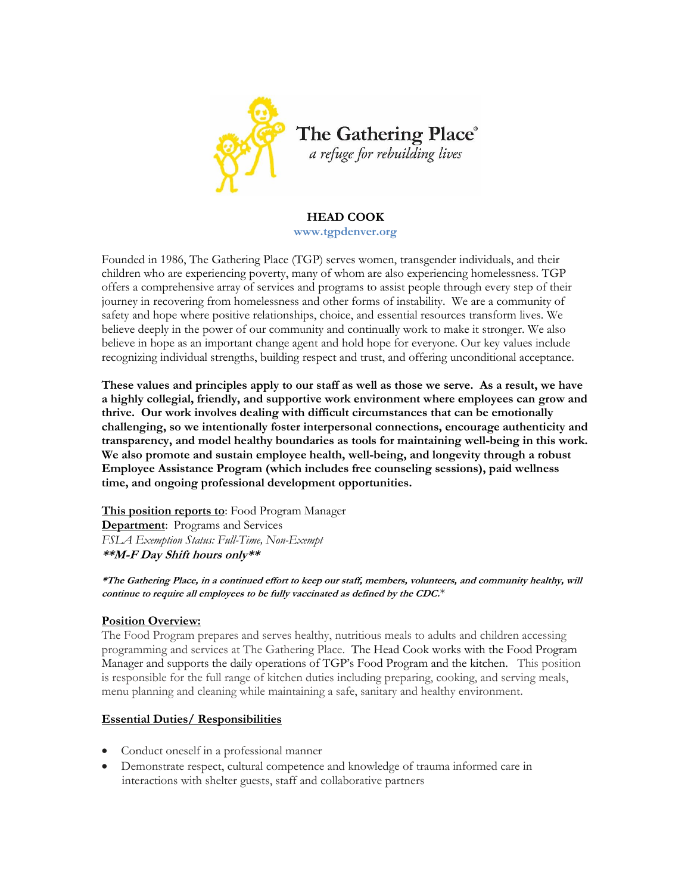The Gathering Place®

*a refuge for rebuilding lives*

# HEAD COOK

www.tgpdenver.org

Founded in 1986, The Gathering Place (TGP) serves women, transgender individuals, and their children who are experiencing poverty, many of whom are also experiencing homelessness. TGP offers a comprehensive array of services and programs to assist people through every step of their journey in recovering from homelessness and other forms of instability. We are a community of safety and hope where positive relationships, choice, and essential resources transform lives. We believe deeply in the power of our community and continually work to make it stronger. We also believe in hope as an important change agent and hold hope for everyone. Our key values include recognizing individual strengths, building respect and trust, and offering unconditional acceptance.

**These values and principles apply to our staff as well as those we serve. As a result, we have a highly collegial, friendly, and supportive work environment where employees can grow and thrive. Our work involves dealing with difficult circumstances that can be emotionally challenging, so we intentionally foster interpersonal connections, encourage authenticity and transparency, and model healthy boundaries as tools for maintaining well-being in this work. We also promote and sustain employee health, well-being, and longevity through a robust Employee Assistance Program (which includes free counseling sessions), paid wellness time, and ongoing professional development opportunities.**

**This position reports to**: Food Program Manager
**Department**: Programs and Services
*FSLA Exemption Status: Full-Time, Non-Exempt*
***\*\*M-F Day Shift hours only\*\****

***\*The Gathering Place, in a continued effort to keep our staff, members, volunteers, and community healthy, will continue to require all employees to be fully vaccinated as defined by the CDC.\****

## Position Overview:

The Food Program prepares and serves healthy, nutritious meals to adults and children accessing programming and services at The Gathering Place. The Head Cook works with the Food Program Manager and supports the daily operations of TGP's Food Program and the kitchen. This position is responsible for the full range of kitchen duties including preparing, cooking, and serving meals, menu planning and cleaning while maintaining a safe, sanitary and healthy environment.

## Essential Duties/ Responsibilities

- Conduct oneself in a professional manner
- Demonstrate respect, cultural competence and knowledge of trauma informed care in interactions with shelter guests, staff and collaborative partners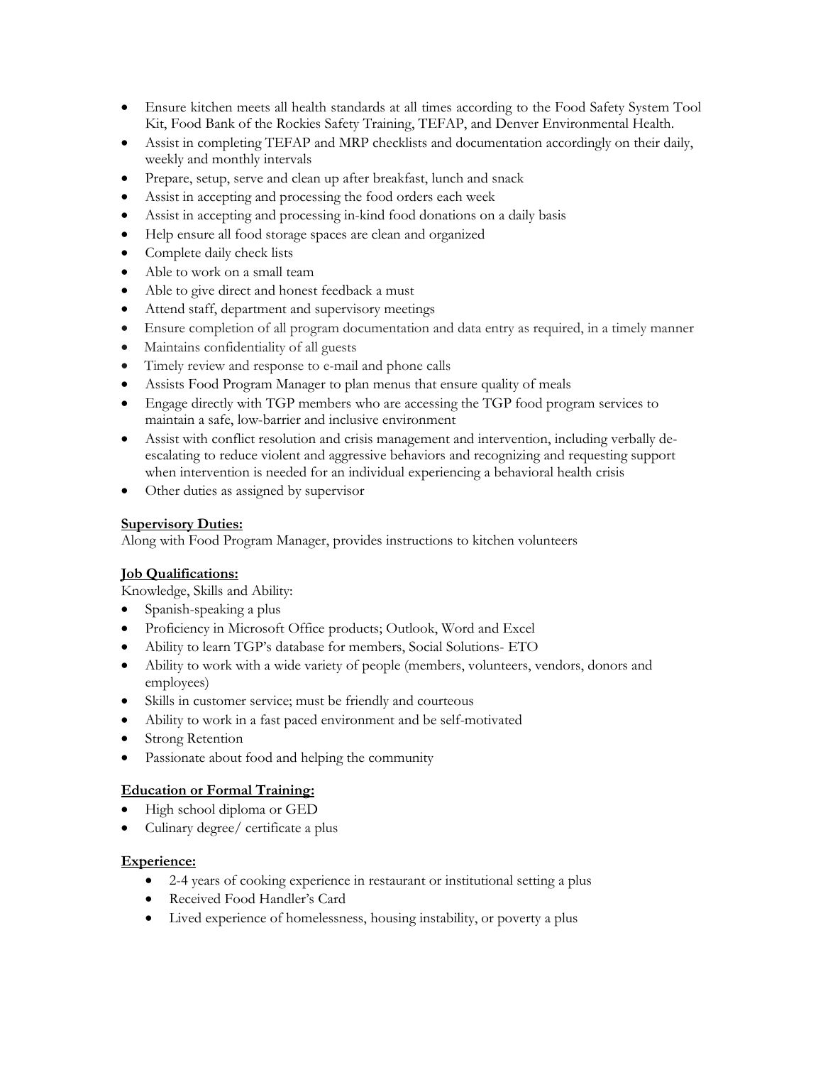- Ensure kitchen meets all health standards at all times according to the Food Safety System Tool Kit, Food Bank of the Rockies Safety Training, TEFAP, and Denver Environmental Health.
- Assist in completing TEFAP and MRP checklists and documentation accordingly on their daily, weekly and monthly intervals
- Prepare, setup, serve and clean up after breakfast, lunch and snack
- Assist in accepting and processing the food orders each week
- Assist in accepting and processing in-kind food donations on a daily basis
- Help ensure all food storage spaces are clean and organized
- Complete daily check lists
- Able to work on a small team
- Able to give direct and honest feedback a must
- Attend staff, department and supervisory meetings
- Ensure completion of all program documentation and data entry as required, in a timely manner
- Maintains confidentiality of all guests
- Timely review and response to e-mail and phone calls
- Assists Food Program Manager to plan menus that ensure quality of meals
- Engage directly with TGP members who are accessing the TGP food program services to maintain a safe, low-barrier and inclusive environment
- Assist with conflict resolution and crisis management and intervention, including verbally de-escalating to reduce violent and aggressive behaviors and recognizing and requesting support when intervention is needed for an individual experiencing a behavioral health crisis
- Other duties as assigned by supervisor

**Supervisory Duties:**

Along with Food Program Manager, provides instructions to kitchen volunteers

**Job Qualifications:**

Knowledge, Skills and Ability:

- Spanish-speaking a plus
- Proficiency in Microsoft Office products; Outlook, Word and Excel
- Ability to learn TGP's database for members, Social Solutions- ETO
- Ability to work with a wide variety of people (members, volunteers, vendors, donors and employees)
- Skills in customer service; must be friendly and courteous
- Ability to work in a fast paced environment and be self-motivated
- Strong Retention
- Passionate about food and helping the community

**Education or Formal Training:**

- High school diploma or GED
- Culinary degree/ certificate a plus

**Experience:**

- 2-4 years of cooking experience in restaurant or institutional setting a plus
- Received Food Handler's Card
- Lived experience of homelessness, housing instability, or poverty a plus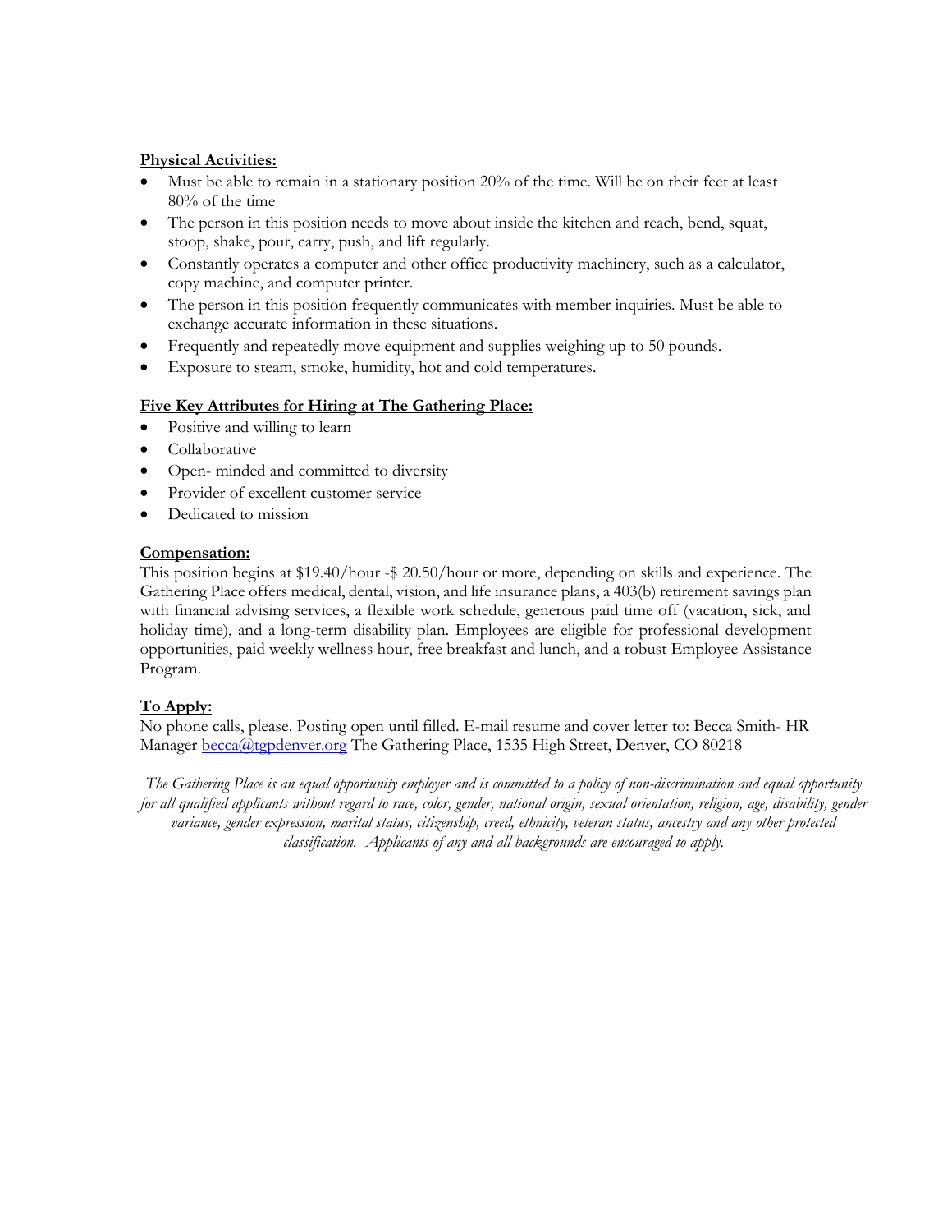**Physical Activities:**

- Must be able to remain in a stationary position 20% of the time. Will be on their feet at least 80% of the time
- The person in this position needs to move about inside the kitchen and reach, bend, squat, stoop, shake, pour, carry, push, and lift regularly.
- Constantly operates a computer and other office productivity machinery, such as a calculator, copy machine, and computer printer.
- The person in this position frequently communicates with member inquiries. Must be able to exchange accurate information in these situations.
- Frequently and repeatedly move equipment and supplies weighing up to 50 pounds.
- Exposure to steam, smoke, humidity, hot and cold temperatures.

**Five Key Attributes for Hiring at The Gathering Place:**

- Positive and willing to learn
- Collaborative
- Open- minded and committed to diversity
- Provider of excellent customer service
- Dedicated to mission

**Compensation:**

This position begins at $19.40/hour -$ 20.50/hour or more, depending on skills and experience. The Gathering Place offers medical, dental, vision, and life insurance plans, a 403(b) retirement savings plan with financial advising services, a flexible work schedule, generous paid time off (vacation, sick, and holiday time), and a long-term disability plan. Employees are eligible for professional development opportunities, paid weekly wellness hour, free breakfast and lunch, and a robust Employee Assistance Program.

**To Apply:**

No phone calls, please. Posting open until filled. E-mail resume and cover letter to: Becca Smith- HR Manager becca@tgpdenver.org The Gathering Place, 1535 High Street, Denver, CO 80218

*The Gathering Place is an equal opportunity employer and is committed to a policy of non-discrimination and equal opportunity for all qualified applicants without regard to race, color, gender, national origin, sexual orientation, religion, age, disability, gender variance, gender expression, marital status, citizenship, creed, ethnicity, veteran status, ancestry and any other protected classification. Applicants of any and all backgrounds are encouraged to apply.*